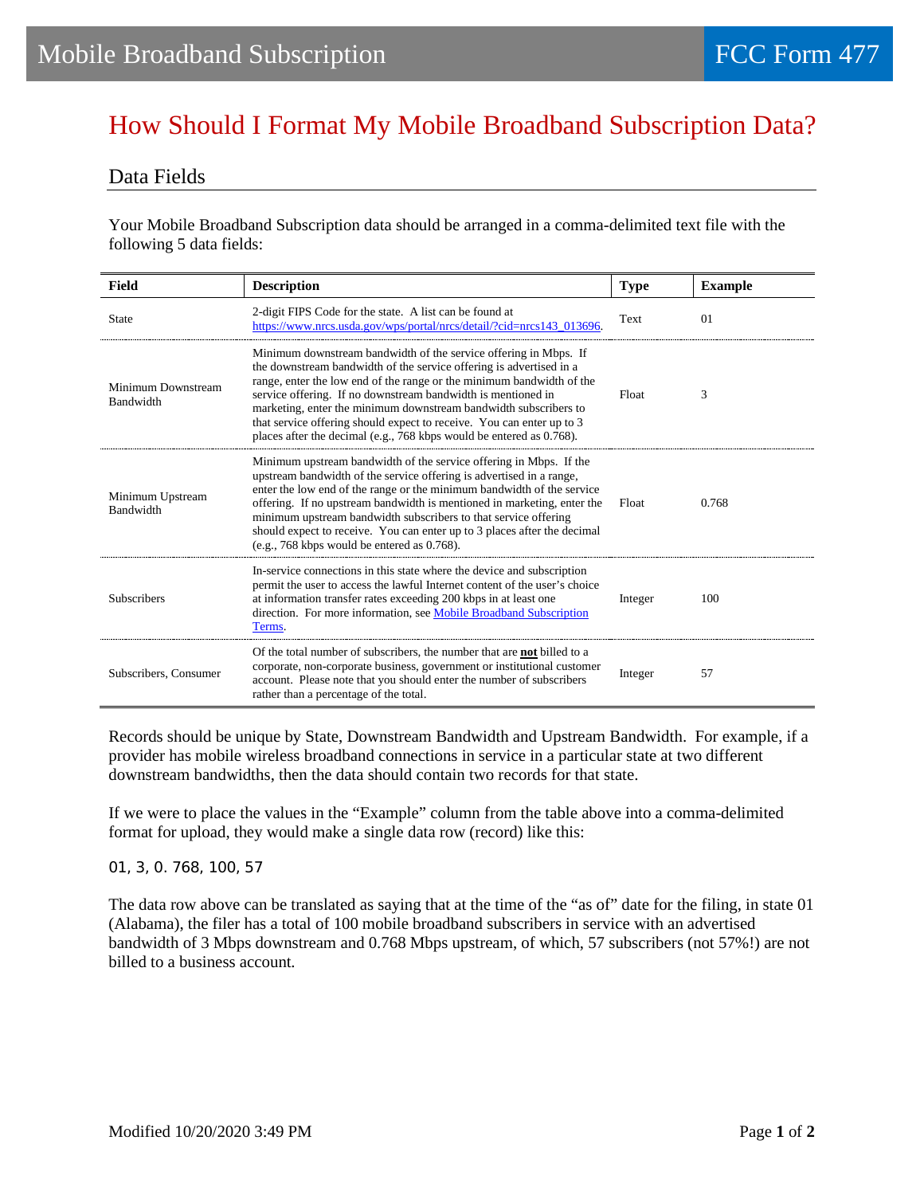Mobile Broadband Subscription — FCC Form 477

# How Should I Format My Mobile Broadband Subscription Data?

## Data Fields

Your Mobile Broadband Subscription data should be arranged in a comma-delimited text file with the following 5 data fields:

| Field | Description | Type | Example |
|---|---|---|---|
| State | 2-digit FIPS Code for the state. A list can be found at [https://www.nrcs.usda.gov/wps/portal/nrcs/detail/?cid=nrcs143_013696](https://www.nrcs.usda.gov/wps/portal/nrcs/detail/?cid=nrcs143_013696). | Text | 01 |
| Minimum Downstream Bandwidth | Minimum downstream bandwidth of the service offering in Mbps. If the downstream bandwidth of the service offering is advertised in a range, enter the low end of the range or the minimum bandwidth of the service offering. If no downstream bandwidth is mentioned in marketing, enter the minimum downstream bandwidth subscribers to that service offering should expect to receive. You can enter up to 3 places after the decimal (e.g., 768 kbps would be entered as 0.768). | Float | 3 |
| Minimum Upstream Bandwidth | Minimum upstream bandwidth of the service offering in Mbps. If the upstream bandwidth of the service offering is advertised in a range, enter the low end of the range or the minimum bandwidth of the service offering. If no upstream bandwidth is mentioned in marketing, enter the minimum upstream bandwidth subscribers to that service offering should expect to receive. You can enter up to 3 places after the decimal (e.g., 768 kbps would be entered as 0.768). | Float | 0.768 |
| Subscribers | In-service connections in this state where the device and subscription permit the user to access the lawful Internet content of the user's choice at information transfer rates exceeding 200 kbps in at least one direction. For more information, see Mobile Broadband Subscription Terms. | Integer | 100 |
| Subscribers, Consumer | Of the total number of subscribers, the number that are **not** billed to a corporate, non-corporate business, government or institutional customer account. Please note that you should enter the number of subscribers rather than a percentage of the total. | Integer | 57 |

Records should be unique by State, Downstream Bandwidth and Upstream Bandwidth. For example, if a provider has mobile wireless broadband connections in service in a particular state at two different downstream bandwidths, then the data should contain two records for that state.

If we were to place the values in the "Example" column from the table above into a comma-delimited format for upload, they would make a single data row (record) like this:

```
01, 3, 0. 768, 100, 57
```

The data row above can be translated as saying that at the time of the "as of" date for the filing, in state 01 (Alabama), the filer has a total of 100 mobile broadband subscribers in service with an advertised bandwidth of 3 Mbps downstream and 0.768 Mbps upstream, of which, 57 subscribers (not 57%!) are not billed to a business account.

Modified 10/20/2020 3:49 PM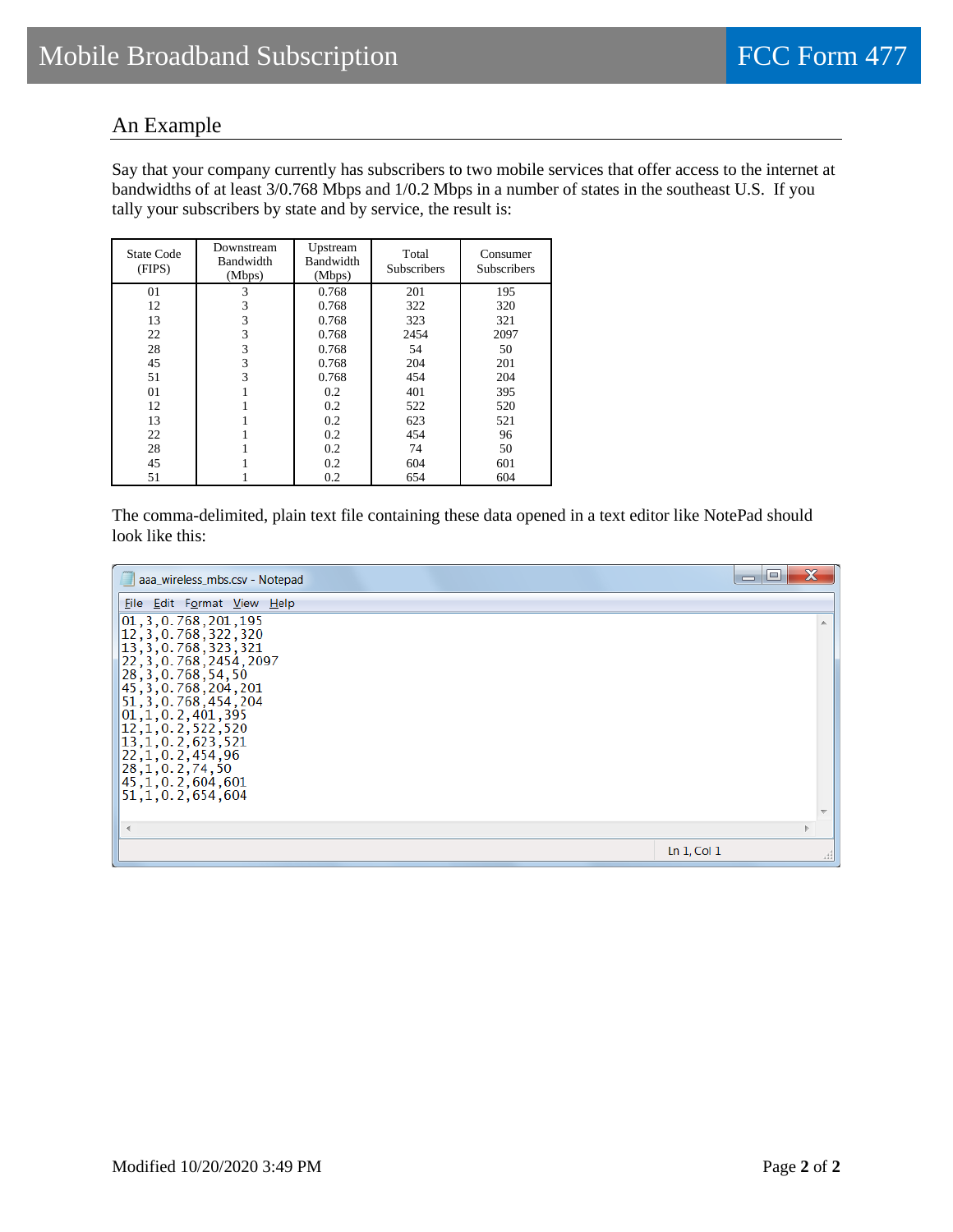## An Example

Say that your company currently has subscribers to two mobile services that offer access to the internet at bandwidths of at least 3/0.768 Mbps and 1/0.2 Mbps in a number of states in the southeast U.S. If you tally your subscribers by state and by service, the result is:

| State Code (FIPS) | Downstream Bandwidth (Mbps) | Upstream Bandwidth (Mbps) | Total Subscribers | Consumer Subscribers |
|---|---|---|---|---|
| 01 | 3 | 0.768 | 201 | 195 |
| 12 | 3 | 0.768 | 322 | 320 |
| 13 | 3 | 0.768 | 323 | 321 |
| 22 | 3 | 0.768 | 2454 | 2097 |
| 28 | 3 | 0.768 | 54 | 50 |
| 45 | 3 | 0.768 | 204 | 201 |
| 51 | 3 | 0.768 | 454 | 204 |
| 01 | 1 | 0.2 | 401 | 395 |
| 12 | 1 | 0.2 | 522 | 520 |
| 13 | 1 | 0.2 | 623 | 521 |
| 22 | 1 | 0.2 | 454 | 96 |
| 28 | 1 | 0.2 | 74 | 50 |
| 45 | 1 | 0.2 | 604 | 601 |
| 51 | 1 | 0.2 | 654 | 604 |

The comma-delimited, plain text file containing these data opened in a text editor like NotePad should look like this:

aaa_wireless_mbs.csv - Notepad

File Edit Format View Help

```
01,3,0.768,201,195
12,3,0.768,322,320
13,3,0.768,323,321
22,3,0.768,2454,2097
28,3,0.768,54,50
45,3,0.768,204,201
51,3,0.768,454,204
01,1,0.2,401,395
12,1,0.2,522,520
13,1,0.2,623,521
22,1,0.2,454,96
28,1,0.2,74,50
45,1,0.2,604,601
51,1,0.2,654,604
```

Ln 1, Col 1

Modified 10/20/2020 3:49 PM